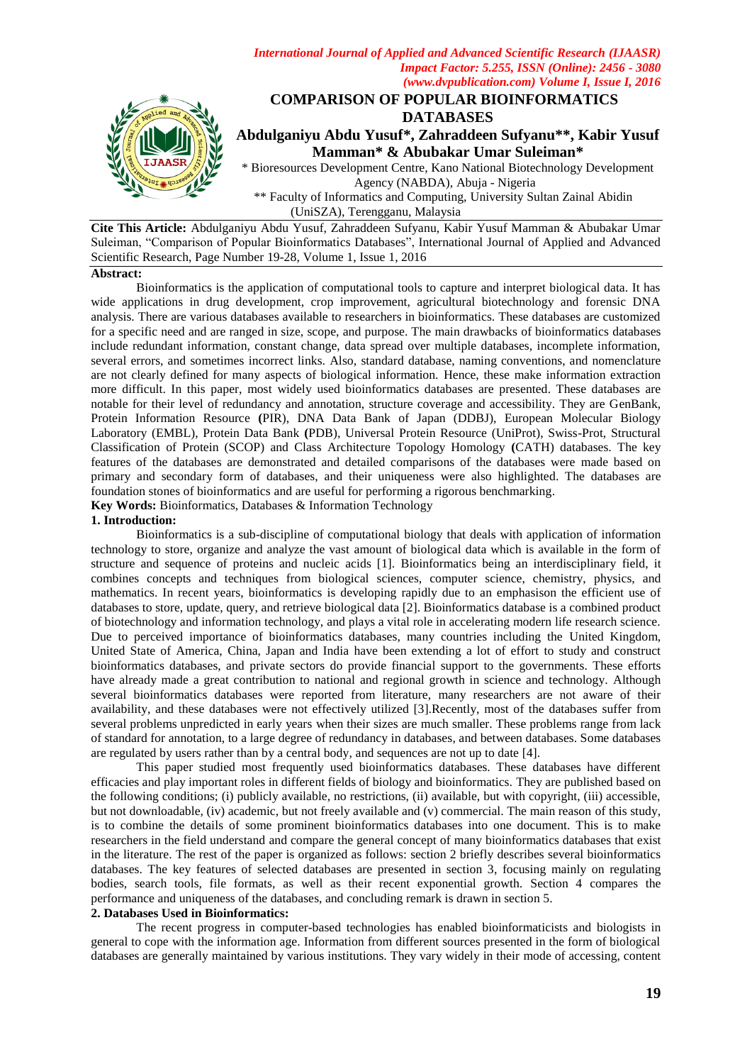# COMPARISON OF POPULAR BIOINFORMATICS DATABASES

**Abdulganiyu Abdu Yusuf\*, Zahraddeen Sufyanu\*\*, Kabir Yusuf Mamman\* & Abubakar Umar Suleiman\***

\* Bioresources Development Centre, Kano National Biotechnology Development Agency (NABDA), Abuja - Nigeria

\*\* Faculty of Informatics and Computing, University Sultan Zainal Abidin (UniSZA), Terengganu, Malaysia

**Cite This Article:** Abdulganiyu Abdu Yusuf, Zahraddeen Sufyanu, Kabir Yusuf Mamman & Abubakar Umar Suleiman, "Comparison of Popular Bioinformatics Databases", International Journal of Applied and Advanced Scientific Research, Page Number 19-28, Volume 1, Issue 1, 2016

**Abstract:**

Bioinformatics is the application of computational tools to capture and interpret biological data. It has wide applications in drug development, crop improvement, agricultural biotechnology and forensic DNA analysis. There are various databases available to researchers in bioinformatics. These databases are customized for a specific need and are ranged in size, scope, and purpose. The main drawbacks of bioinformatics databases include redundant information, constant change, data spread over multiple databases, incomplete information, several errors, and sometimes incorrect links. Also, standard database, naming conventions, and nomenclature are not clearly defined for many aspects of biological information. Hence, these make information extraction more difficult. In this paper, most widely used bioinformatics databases are presented. These databases are notable for their level of redundancy and annotation, structure coverage and accessibility. They are GenBank, Protein Information Resource **(**PIR), DNA Data Bank of Japan (DDBJ), European Molecular Biology Laboratory (EMBL), Protein Data Bank **(**PDB), Universal Protein Resource (UniProt), Swiss-Prot, Structural Classification of Protein (SCOP) and Class Architecture Topology Homology **(**CATH) databases. The key features of the databases are demonstrated and detailed comparisons of the databases were made based on primary and secondary form of databases, and their uniqueness were also highlighted. The databases are foundation stones of bioinformatics and are useful for performing a rigorous benchmarking.

**Key Words:** Bioinformatics, Databases & Information Technology

## 1. Introduction:

Bioinformatics is a sub-discipline of computational biology that deals with application of information technology to store, organize and analyze the vast amount of biological data which is available in the form of structure and sequence of proteins and nucleic acids [1]. Bioinformatics being an interdisciplinary field, it combines concepts and techniques from biological sciences, computer science, chemistry, physics, and mathematics. In recent years, bioinformatics is developing rapidly due to an emphasison the efficient use of databases to store, update, query, and retrieve biological data [2]. Bioinformatics database is a combined product of biotechnology and information technology, and plays a vital role in accelerating modern life research science. Due to perceived importance of bioinformatics databases, many countries including the United Kingdom, United State of America, China, Japan and India have been extending a lot of effort to study and construct bioinformatics databases, and private sectors do provide financial support to the governments. These efforts have already made a great contribution to national and regional growth in science and technology. Although several bioinformatics databases were reported from literature, many researchers are not aware of their availability, and these databases were not effectively utilized [3].Recently, most of the databases suffer from several problems unpredicted in early years when their sizes are much smaller. These problems range from lack of standard for annotation, to a large degree of redundancy in databases, and between databases. Some databases are regulated by users rather than by a central body, and sequences are not up to date [4].

This paper studied most frequently used bioinformatics databases. These databases have different efficacies and play important roles in different fields of biology and bioinformatics. They are published based on the following conditions; (i) publicly available, no restrictions, (ii) available, but with copyright, (iii) accessible, but not downloadable, (iv) academic, but not freely available and (v) commercial. The main reason of this study, is to combine the details of some prominent bioinformatics databases into one document. This is to make researchers in the field understand and compare the general concept of many bioinformatics databases that exist in the literature. The rest of the paper is organized as follows: section 2 briefly describes several bioinformatics databases. The key features of selected databases are presented in section 3, focusing mainly on regulating bodies, search tools, file formats, as well as their recent exponential growth. Section 4 compares the performance and uniqueness of the databases, and concluding remark is drawn in section 5.

## 2. Databases Used in Bioinformatics:

The recent progress in computer-based technologies has enabled bioinformaticists and biologists in general to cope with the information age. Information from different sources presented in the form of biological databases are generally maintained by various institutions. They vary widely in their mode of accessing, content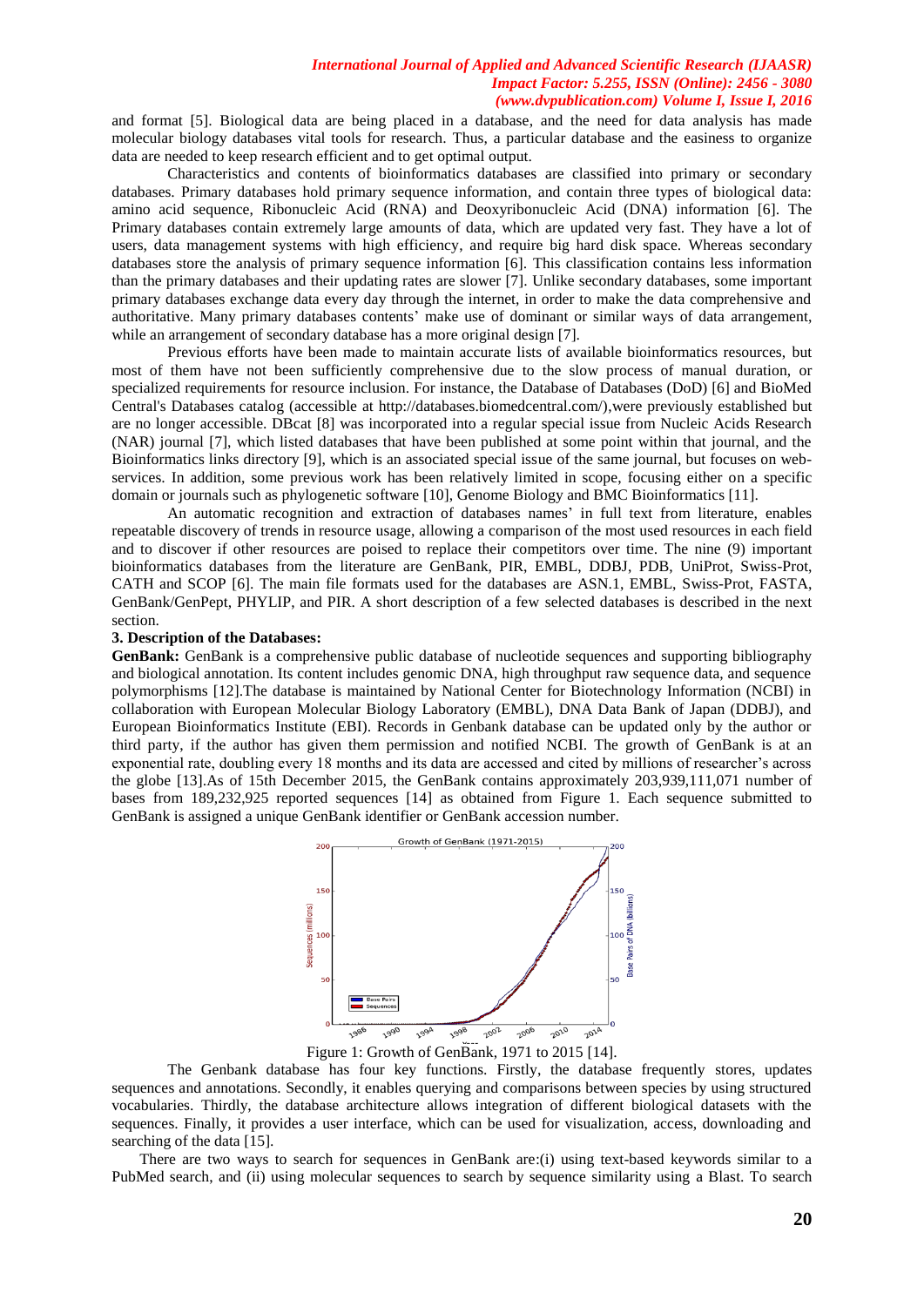and format [5]. Biological data are being placed in a database, and the need for data analysis has made molecular biology databases vital tools for research. Thus, a particular database and the easiness to organize data are needed to keep research efficient and to get optimal output.

Characteristics and contents of bioinformatics databases are classified into primary or secondary databases. Primary databases hold primary sequence information, and contain three types of biological data: amino acid sequence, Ribonucleic Acid (RNA) and Deoxyribonucleic Acid (DNA) information [6]. The Primary databases contain extremely large amounts of data, which are updated very fast. They have a lot of users, data management systems with high efficiency, and require big hard disk space. Whereas secondary databases store the analysis of primary sequence information [6]. This classification contains less information than the primary databases and their updating rates are slower [7]. Unlike secondary databases, some important primary databases exchange data every day through the internet, in order to make the data comprehensive and authoritative. Many primary databases contents' make use of dominant or similar ways of data arrangement, while an arrangement of secondary database has a more original design [7].

Previous efforts have been made to maintain accurate lists of available bioinformatics resources, but most of them have not been sufficiently comprehensive due to the slow process of manual duration, or specialized requirements for resource inclusion. For instance, the Database of Databases (DoD) [6] and BioMed Central's Databases catalog (accessible at http://databases.biomedcentral.com/),were previously established but are no longer accessible. DBcat [8] was incorporated into a regular special issue from Nucleic Acids Research (NAR) journal [7], which listed databases that have been published at some point within that journal, and the Bioinformatics links directory [9], which is an associated special issue of the same journal, but focuses on web-services. In addition, some previous work has been relatively limited in scope, focusing either on a specific domain or journals such as phylogenetic software [10], Genome Biology and BMC Bioinformatics [11].

An automatic recognition and extraction of databases names' in full text from literature, enables repeatable discovery of trends in resource usage, allowing a comparison of the most used resources in each field and to discover if other resources are poised to replace their competitors over time. The nine (9) important bioinformatics databases from the literature are GenBank, PIR, EMBL, DDBJ, PDB, UniProt, Swiss-Prot, CATH and SCOP [6]. The main file formats used for the databases are ASN.1, EMBL, Swiss-Prot, FASTA, GenBank/GenPept, PHYLIP, and PIR. A short description of a few selected databases is described in the next section.

### 3. Description of the Databases:

**GenBank:** GenBank is a comprehensive public database of nucleotide sequences and supporting bibliography and biological annotation. Its content includes genomic DNA, high throughput raw sequence data, and sequence polymorphisms [12].The database is maintained by National Center for Biotechnology Information (NCBI) in collaboration with European Molecular Biology Laboratory (EMBL), DNA Data Bank of Japan (DDBJ), and European Bioinformatics Institute (EBI). Records in Genbank database can be updated only by the author or third party, if the author has given them permission and notified NCBI. The growth of GenBank is at an exponential rate, doubling every 18 months and its data are accessed and cited by millions of researcher's across the globe [13].As of 15th December 2015, the GenBank contains approximately 203,939,111,071 number of bases from 189,232,925 reported sequences [14] as obtained from Figure 1. Each sequence submitted to GenBank is assigned a unique GenBank identifier or GenBank accession number.

Figure 1: Growth of GenBank, 1971 to 2015 [14].

The Genbank database has four key functions. Firstly, the database frequently stores, updates sequences and annotations. Secondly, it enables querying and comparisons between species by using structured vocabularies. Thirdly, the database architecture allows integration of different biological datasets with the sequences. Finally, it provides a user interface, which can be used for visualization, access, downloading and searching of the data [15].

There are two ways to search for sequences in GenBank are:(i) using text-based keywords similar to a PubMed search, and (ii) using molecular sequences to search by sequence similarity using a Blast. To search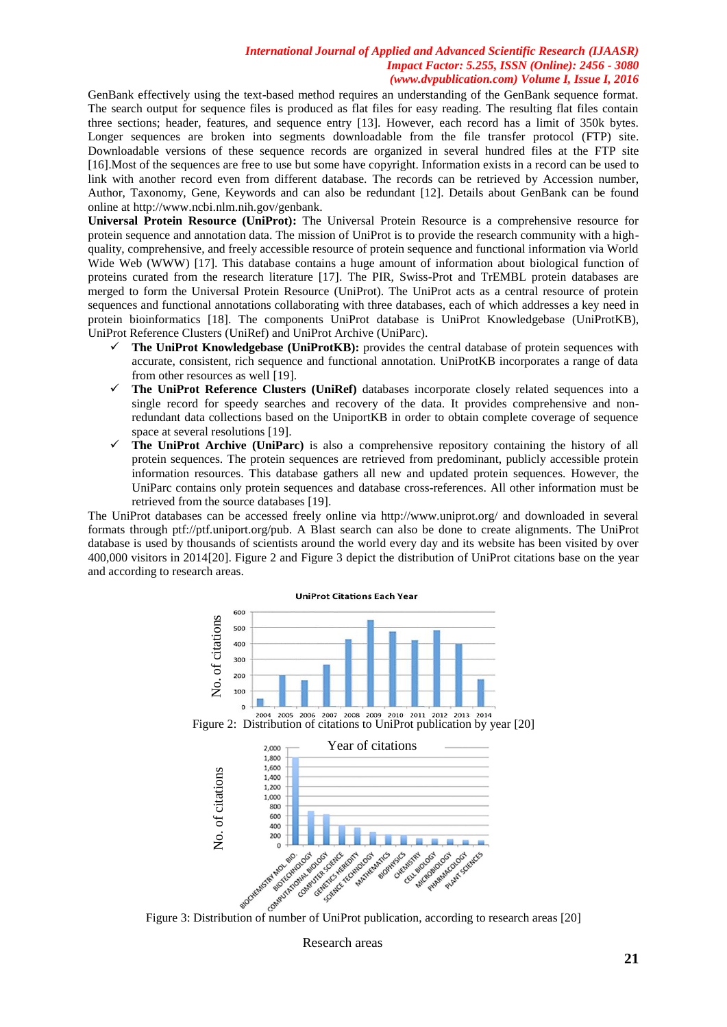GenBank effectively using the text-based method requires an understanding of the GenBank sequence format. The search output for sequence files is produced as flat files for easy reading. The resulting flat files contain three sections; header, features, and sequence entry [13]. However, each record has a limit of 350k bytes. Longer sequences are broken into segments downloadable from the file transfer protocol (FTP) site. Downloadable versions of these sequence records are organized in several hundred files at the FTP site [16].Most of the sequences are free to use but some have copyright. Information exists in a record can be used to link with another record even from different database. The records can be retrieved by Accession number, Author, Taxonomy, Gene, Keywords and can also be redundant [12]. Details about GenBank can be found online at http://www.ncbi.nlm.nih.gov/genbank.

**Universal Protein Resource (UniProt):** The Universal Protein Resource is a comprehensive resource for protein sequence and annotation data. The mission of UniProt is to provide the research community with a high-quality, comprehensive, and freely accessible resource of protein sequence and functional information via World Wide Web (WWW) [17]. This database contains a huge amount of information about biological function of proteins curated from the research literature [17]. The PIR, Swiss-Prot and TrEMBL protein databases are merged to form the Universal Protein Resource (UniProt). The UniProt acts as a central resource of protein sequences and functional annotations collaborating with three databases, each of which addresses a key need in protein bioinformatics [18]. The components UniProt database is UniProt Knowledgebase (UniProtKB), UniProt Reference Clusters (UniRef) and UniProt Archive (UniParc).

- ✓ **The UniProt Knowledgebase (UniProtKB):** provides the central database of protein sequences with accurate, consistent, rich sequence and functional annotation. UniProtKB incorporates a range of data from other resources as well [19].
- ✓ **The UniProt Reference Clusters (UniRef)** databases incorporate closely related sequences into a single record for speedy searches and recovery of the data. It provides comprehensive and non-redundant data collections based on the UniportKB in order to obtain complete coverage of sequence space at several resolutions [19].
- ✓ **The UniProt Archive (UniParc)** is also a comprehensive repository containing the history of all protein sequences. The protein sequences are retrieved from predominant, publicly accessible protein information resources. This database gathers all new and updated protein sequences. However, the UniParc contains only protein sequences and database cross-references. All other information must be retrieved from the source databases [19].

The UniProt databases can be accessed freely online via http://www.uniprot.org/ and downloaded in several formats through ptf://ptf.uniport.org/pub. A Blast search can also be done to create alignments. The UniProt database is used by thousands of scientists around the world every day and its website has been visited by over 400,000 visitors in 2014[20]. Figure 2 and Figure 3 depict the distribution of UniProt citations base on the year and according to research areas.

Figure 2: Distribution of citations to UniProt publication by year [20]

Figure 3: Distribution of number of UniProt publication, according to research areas [20]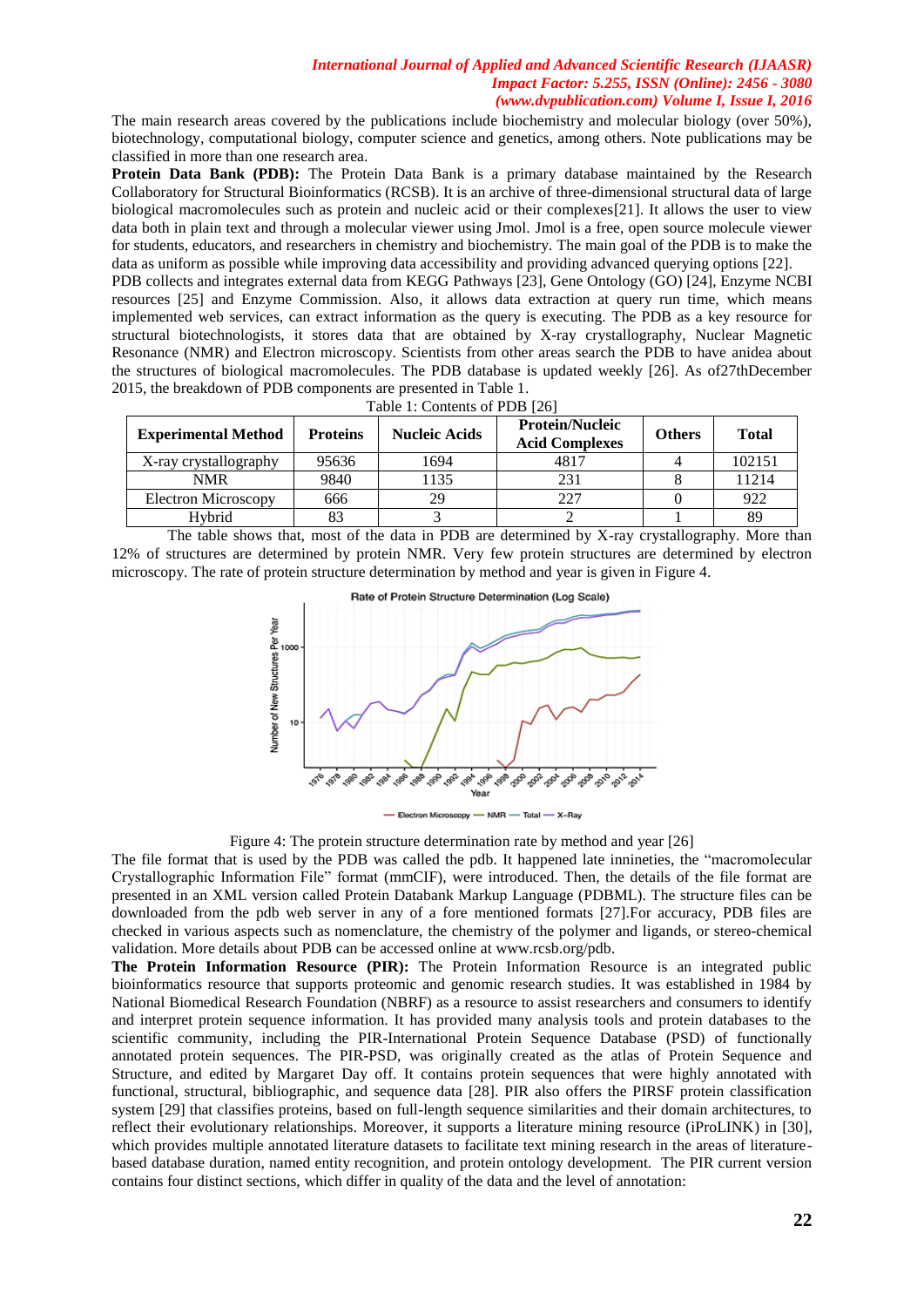The main research areas covered by the publications include biochemistry and molecular biology (over 50%), biotechnology, computational biology, computer science and genetics, among others. Note publications may be classified in more than one research area.

**Protein Data Bank (PDB):** The Protein Data Bank is a primary database maintained by the Research Collaboratory for Structural Bioinformatics (RCSB). It is an archive of three-dimensional structural data of large biological macromolecules such as protein and nucleic acid or their complexes[21]. It allows the user to view data both in plain text and through a molecular viewer using Jmol. Jmol is a free, open source molecule viewer for students, educators, and researchers in chemistry and biochemistry. The main goal of the PDB is to make the data as uniform as possible while improving data accessibility and providing advanced querying options [22].

PDB collects and integrates external data from KEGG Pathways [23], Gene Ontology (GO) [24], Enzyme NCBI resources [25] and Enzyme Commission. Also, it allows data extraction at query run time, which means implemented web services, can extract information as the query is executing. The PDB as a key resource for structural biotechnologists, it stores data that are obtained by X-ray crystallography, Nuclear Magnetic Resonance (NMR) and Electron microscopy. Scientists from other areas search the PDB to have anidea about the structures of biological macromolecules. The PDB database is updated weekly [26]. As of27thDecember 2015, the breakdown of PDB components are presented in Table 1.

Table 1: Contents of PDB [26]

| Experimental Method | Proteins | Nucleic Acids | Protein/Nucleic Acid Complexes | Others | Total |
|---|---|---|---|---|---|
| X-ray crystallography | 95636 | 1694 | 4817 | 4 | 102151 |
| NMR | 9840 | 1135 | 231 | 8 | 11214 |
| Electron Microscopy | 666 | 29 | 227 | 0 | 922 |
| Hybrid | 83 | 3 | 2 | 1 | 89 |

The table shows that, most of the data in PDB are determined by X-ray crystallography. More than 12% of structures are determined by protein NMR. Very few protein structures are determined by electron microscopy. The rate of protein structure determination by method and year is given in Figure 4.

Figure 4: The protein structure determination rate by method and year [26]

The file format that is used by the PDB was called the pdb. It happened late innineties, the "macromolecular Crystallographic Information File" format (mmCIF), were introduced. Then, the details of the file format are presented in an XML version called Protein Databank Markup Language (PDBML). The structure files can be downloaded from the pdb web server in any of a fore mentioned formats [27].For accuracy, PDB files are checked in various aspects such as nomenclature, the chemistry of the polymer and ligands, or stereo-chemical validation. More details about PDB can be accessed online at www.rcsb.org/pdb.

**The Protein Information Resource (PIR):** The Protein Information Resource is an integrated public bioinformatics resource that supports proteomic and genomic research studies. It was established in 1984 by National Biomedical Research Foundation (NBRF) as a resource to assist researchers and consumers to identify and interpret protein sequence information. It has provided many analysis tools and protein databases to the scientific community, including the PIR-International Protein Sequence Database (PSD) of functionally annotated protein sequences. The PIR-PSD, was originally created as the atlas of Protein Sequence and Structure, and edited by Margaret Day off. It contains protein sequences that were highly annotated with functional, structural, bibliographic, and sequence data [28]. PIR also offers the PIRSF protein classification system [29] that classifies proteins, based on full-length sequence similarities and their domain architectures, to reflect their evolutionary relationships. Moreover, it supports a literature mining resource (iProLINK) in [30], which provides multiple annotated literature datasets to facilitate text mining research in the areas of literature-based database duration, named entity recognition, and protein ontology development. The PIR current version contains four distinct sections, which differ in quality of the data and the level of annotation: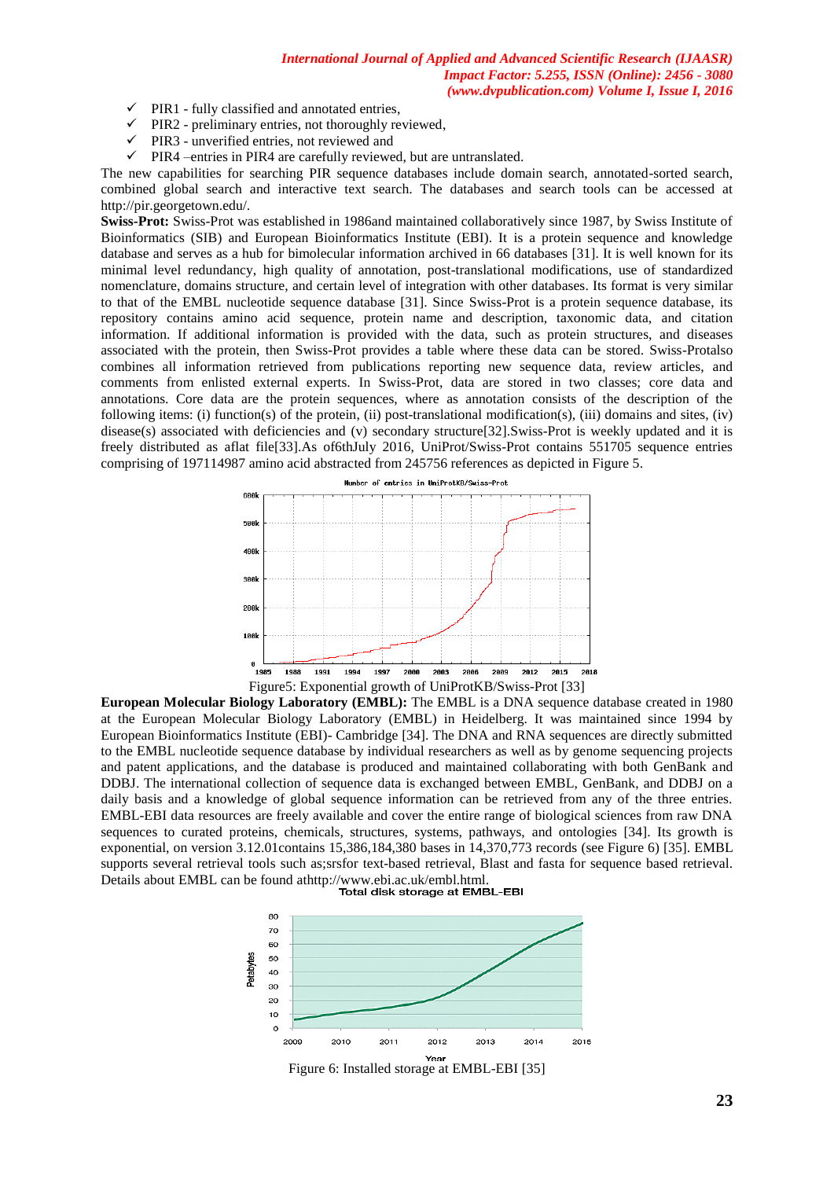- ✓ PIR1 - fully classified and annotated entries,
- ✓ PIR2 - preliminary entries, not thoroughly reviewed,
- ✓ PIR3 - unverified entries, not reviewed and
- ✓ PIR4 –entries in PIR4 are carefully reviewed, but are untranslated.

The new capabilities for searching PIR sequence databases include domain search, annotated-sorted search, combined global search and interactive text search. The databases and search tools can be accessed at http://pir.georgetown.edu/.

**Swiss-Prot:** Swiss-Prot was established in 1986and maintained collaboratively since 1987, by Swiss Institute of Bioinformatics (SIB) and European Bioinformatics Institute (EBI). It is a protein sequence and knowledge database and serves as a hub for bimolecular information archived in 66 databases [31]. It is well known for its minimal level redundancy, high quality of annotation, post-translational modifications, use of standardized nomenclature, domains structure, and certain level of integration with other databases. Its format is very similar to that of the EMBL nucleotide sequence database [31]. Since Swiss-Prot is a protein sequence database, its repository contains amino acid sequence, protein name and description, taxonomic data, and citation information. If additional information is provided with the data, such as protein structures, and diseases associated with the protein, then Swiss-Prot provides a table where these data can be stored. Swiss-Protalso combines all information retrieved from publications reporting new sequence data, review articles, and comments from enlisted external experts. In Swiss-Prot, data are stored in two classes; core data and annotations. Core data are the protein sequences, where as annotation consists of the description of the following items: (i) function(s) of the protein, (ii) post-translational modification(s), (iii) domains and sites, (iv) disease(s) associated with deficiencies and (v) secondary structure[32].Swiss-Prot is weekly updated and it is freely distributed as aflat file[33].As of6thJuly 2016, UniProt/Swiss-Prot contains 551705 sequence entries comprising of 197114987 amino acid abstracted from 245756 references as depicted in Figure 5.

Figure5: Exponential growth of UniProtKB/Swiss-Prot [33]

**European Molecular Biology Laboratory (EMBL):** The EMBL is a DNA sequence database created in 1980 at the European Molecular Biology Laboratory (EMBL) in Heidelberg. It was maintained since 1994 by European Bioinformatics Institute (EBI)- Cambridge [34]. The DNA and RNA sequences are directly submitted to the EMBL nucleotide sequence database by individual researchers as well as by genome sequencing projects and patent applications, and the database is produced and maintained collaborating with both GenBank and DDBJ. The international collection of sequence data is exchanged between EMBL, GenBank, and DDBJ on a daily basis and a knowledge of global sequence information can be retrieved from any of the three entries. EMBL-EBI data resources are freely available and cover the entire range of biological sciences from raw DNA sequences to curated proteins, chemicals, structures, systems, pathways, and ontologies [34]. Its growth is exponential, on version 3.12.01contains 15,386,184,380 bases in 14,370,773 records (see Figure 6) [35]. EMBL supports several retrieval tools such as;srsfor text-based retrieval, Blast and fasta for sequence based retrieval. Details about EMBL can be found athttp://www.ebi.ac.uk/embl.html.

Figure 6: Installed storage at EMBL-EBI [35]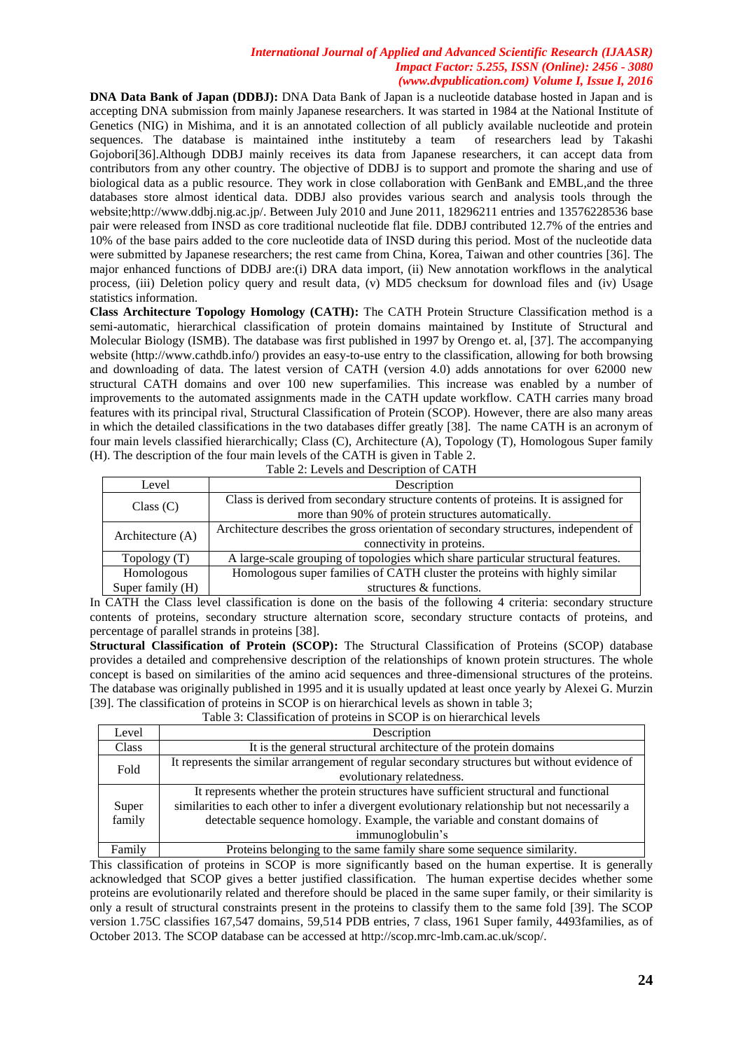**DNA Data Bank of Japan (DDBJ):** DNA Data Bank of Japan is a nucleotide database hosted in Japan and is accepting DNA submission from mainly Japanese researchers. It was started in 1984 at the National Institute of Genetics (NIG) in Mishima, and it is an annotated collection of all publicly available nucleotide and protein sequences. The database is maintained inthe instituteby a team of researchers lead by Takashi Gojobori[36].Although DDBJ mainly receives its data from Japanese researchers, it can accept data from contributors from any other country. The objective of DDBJ is to support and promote the sharing and use of biological data as a public resource. They work in close collaboration with GenBank and EMBL,and the three databases store almost identical data. DDBJ also provides various search and analysis tools through the website;http://www.ddbj.nig.ac.jp/. Between July 2010 and June 2011, 18296211 entries and 13576228536 base pair were released from INSD as core traditional nucleotide flat file. DDBJ contributed 12.7% of the entries and 10% of the base pairs added to the core nucleotide data of INSD during this period. Most of the nucleotide data were submitted by Japanese researchers; the rest came from China, Korea, Taiwan and other countries [36]. The major enhanced functions of DDBJ are:(i) DRA data import, (ii) New annotation workflows in the analytical process, (iii) Deletion policy query and result data, (v) MD5 checksum for download files and (iv) Usage statistics information.

**Class Architecture Topology Homology (CATH):** The CATH Protein Structure Classification method is a semi-automatic, hierarchical classification of protein domains maintained by Institute of Structural and Molecular Biology (ISMB). The database was first published in 1997 by Orengo et. al, [37]. The accompanying website (http://www.cathdb.info/) provides an easy-to-use entry to the classification, allowing for both browsing and downloading of data. The latest version of CATH (version 4.0) adds annotations for over 62000 new structural CATH domains and over 100 new superfamilies. This increase was enabled by a number of improvements to the automated assignments made in the CATH update workflow. CATH carries many broad features with its principal rival, Structural Classification of Protein (SCOP). However, there are also many areas in which the detailed classifications in the two databases differ greatly [38]. The name CATH is an acronym of four main levels classified hierarchically; Class (C), Architecture (A), Topology (T), Homologous Super family (H). The description of the four main levels of the CATH is given in Table 2.

Table 2: Levels and Description of CATH

| Level | Description |
|---|---|
| Class (C) | Class is derived from secondary structure contents of proteins. It is assigned for more than 90% of protein structures automatically. |
| Architecture (A) | Architecture describes the gross orientation of secondary structures, independent of connectivity in proteins. |
| Topology (T) | A large-scale grouping of topologies which share particular structural features. |
| Homologous Super family (H) | Homologous super families of CATH cluster the proteins with highly similar structures & functions. |

In CATH the Class level classification is done on the basis of the following 4 criteria: secondary structure contents of proteins, secondary structure alternation score, secondary structure contacts of proteins, and percentage of parallel strands in proteins [38].

**Structural Classification of Protein (SCOP):** The Structural Classification of Proteins (SCOP) database provides a detailed and comprehensive description of the relationships of known protein structures. The whole concept is based on similarities of the amino acid sequences and three-dimensional structures of the proteins. The database was originally published in 1995 and it is usually updated at least once yearly by Alexei G. Murzin [39]. The classification of proteins in SCOP is on hierarchical levels as shown in table 3;

Table 3: Classification of proteins in SCOP is on hierarchical levels

| Level | Description |
|---|---|
| Class | It is the general structural architecture of the protein domains |
| Fold | It represents the similar arrangement of regular secondary structures but without evidence of evolutionary relatedness. |
| Super family | It represents whether the protein structures have sufficient structural and functional similarities to each other to infer a divergent evolutionary relationship but not necessarily a detectable sequence homology. Example, the variable and constant domains of immunoglobulin's |
| Family | Proteins belonging to the same family share some sequence similarity. |

This classification of proteins in SCOP is more significantly based on the human expertise. It is generally acknowledged that SCOP gives a better justified classification. The human expertise decides whether some proteins are evolutionarily related and therefore should be placed in the same super family, or their similarity is only a result of structural constraints present in the proteins to classify them to the same fold [39]. The SCOP version 1.75C classifies 167,547 domains, 59,514 PDB entries, 7 class, 1961 Super family, 4493families, as of October 2013. The SCOP database can be accessed at http://scop.mrc-lmb.cam.ac.uk/scop/.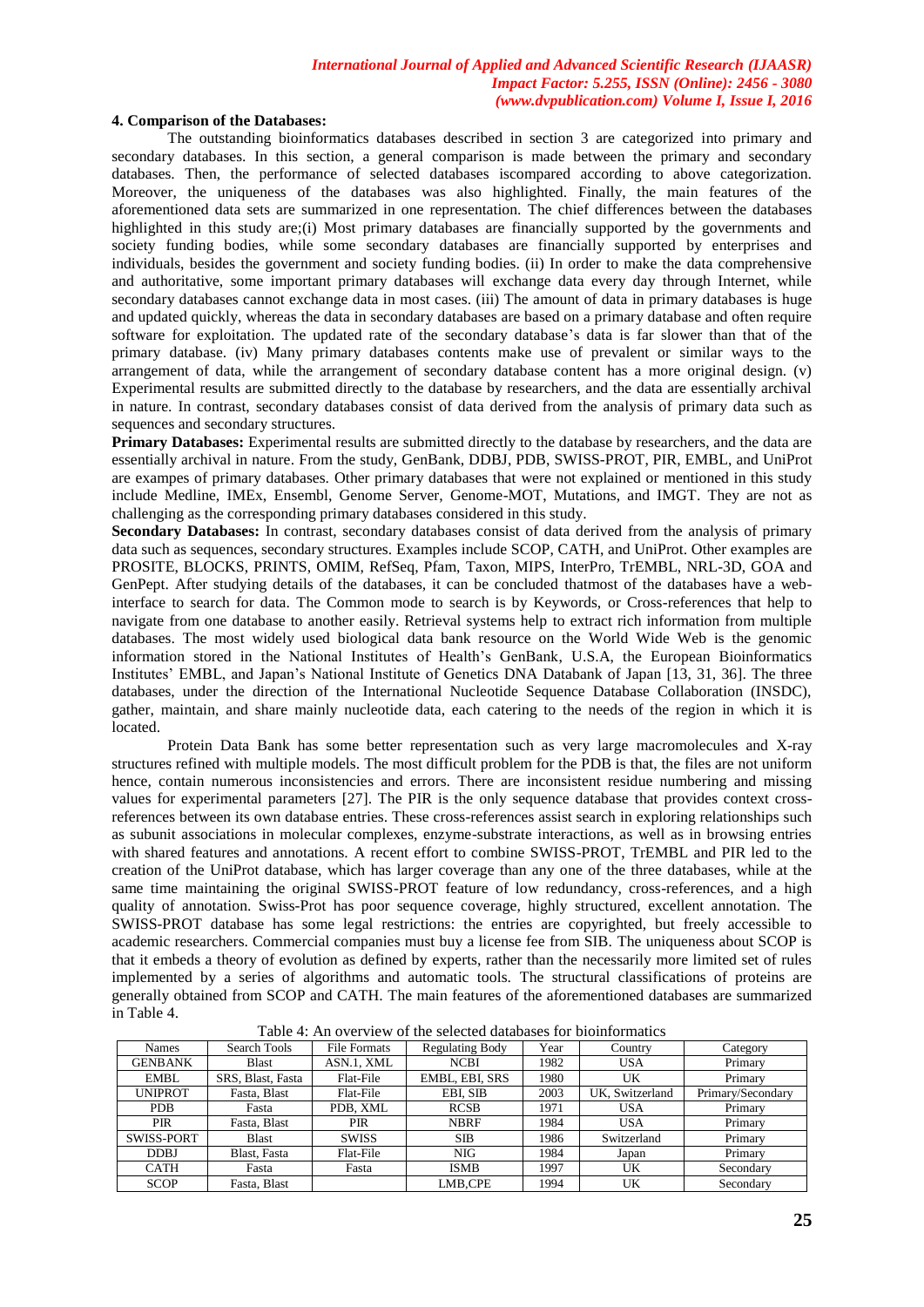#### 4. Comparison of the Databases:

The outstanding bioinformatics databases described in section 3 are categorized into primary and secondary databases. In this section, a general comparison is made between the primary and secondary databases. Then, the performance of selected databases iscompared according to above categorization. Moreover, the uniqueness of the databases was also highlighted. Finally, the main features of the aforementioned data sets are summarized in one representation. The chief differences between the databases highlighted in this study are;(i) Most primary databases are financially supported by the governments and society funding bodies, while some secondary databases are financially supported by enterprises and individuals, besides the government and society funding bodies. (ii) In order to make the data comprehensive and authoritative, some important primary databases will exchange data every day through Internet, while secondary databases cannot exchange data in most cases. (iii) The amount of data in primary databases is huge and updated quickly, whereas the data in secondary databases are based on a primary database and often require software for exploitation. The updated rate of the secondary database's data is far slower than that of the primary database. (iv) Many primary databases contents make use of prevalent or similar ways to the arrangement of data, while the arrangement of secondary database content has a more original design. (v) Experimental results are submitted directly to the database by researchers, and the data are essentially archival in nature. In contrast, secondary databases consist of data derived from the analysis of primary data such as sequences and secondary structures.

**Primary Databases:** Experimental results are submitted directly to the database by researchers, and the data are essentially archival in nature. From the study, GenBank, DDBJ, PDB, SWISS-PROT, PIR, EMBL, and UniProt are exampes of primary databases. Other primary databases that were not explained or mentioned in this study include Medline, IMEx, Ensembl, Genome Server, Genome-MOT, Mutations, and IMGT. They are not as challenging as the corresponding primary databases considered in this study.

**Secondary Databases:** In contrast, secondary databases consist of data derived from the analysis of primary data such as sequences, secondary structures. Examples include SCOP, CATH, and UniProt. Other examples are PROSITE, BLOCKS, PRINTS, OMIM, RefSeq, Pfam, Taxon, MIPS, InterPro, TrEMBL, NRL-3D, GOA and GenPept. After studying details of the databases, it can be concluded thatmost of the databases have a web-interface to search for data. The Common mode to search is by Keywords, or Cross-references that help to navigate from one database to another easily. Retrieval systems help to extract rich information from multiple databases. The most widely used biological data bank resource on the World Wide Web is the genomic information stored in the National Institutes of Health's GenBank, U.S.A, the European Bioinformatics Institutes' EMBL, and Japan's National Institute of Genetics DNA Databank of Japan [13, 31, 36]. The three databases, under the direction of the International Nucleotide Sequence Database Collaboration (INSDC), gather, maintain, and share mainly nucleotide data, each catering to the needs of the region in which it is located.

Protein Data Bank has some better representation such as very large macromolecules and X-ray structures refined with multiple models. The most difficult problem for the PDB is that, the files are not uniform hence, contain numerous inconsistencies and errors. There are inconsistent residue numbering and missing values for experimental parameters [27]. The PIR is the only sequence database that provides context cross-references between its own database entries. These cross-references assist search in exploring relationships such as subunit associations in molecular complexes, enzyme-substrate interactions, as well as in browsing entries with shared features and annotations. A recent effort to combine SWISS-PROT, TrEMBL and PIR led to the creation of the UniProt database, which has larger coverage than any one of the three databases, while at the same time maintaining the original SWISS-PROT feature of low redundancy, cross-references, and a high quality of annotation. Swiss-Prot has poor sequence coverage, highly structured, excellent annotation. The SWISS-PROT database has some legal restrictions: the entries are copyrighted, but freely accessible to academic researchers. Commercial companies must buy a license fee from SIB. The uniqueness about SCOP is that it embeds a theory of evolution as defined by experts, rather than the necessarily more limited set of rules implemented by a series of algorithms and automatic tools. The structural classifications of proteins are generally obtained from SCOP and CATH. The main features of the aforementioned databases are summarized in Table 4.

Table 4: An overview of the selected databases for bioinformatics

| Names | Search Tools | File Formats | Regulating Body | Year | Country | Category |
|---|---|---|---|---|---|---|
| GENBANK | Blast | ASN.1, XML | NCBI | 1982 | USA | Primary |
| EMBL | SRS, Blast, Fasta | Flat-File | EMBL, EBI, SRS | 1980 | UK | Primary |
| UNIPROT | Fasta, Blast | Flat-File | EBI, SIB | 2003 | UK, Switzerland | Primary/Secondary |
| PDB | Fasta | PDB, XML | RCSB | 1971 | USA | Primary |
| PIR | Fasta, Blast | PIR | NBRF | 1984 | USA | Primary |
| SWISS-PORT | Blast | SWISS | SIB | 1986 | Switzerland | Primary |
| DDBJ | Blast, Fasta | Flat-File | NIG | 1984 | Japan | Primary |
| CATH | Fasta | Fasta | ISMB | 1997 | UK | Secondary |
| SCOP | Fasta, Blast | | LMB,CPE | 1994 | UK | Secondary |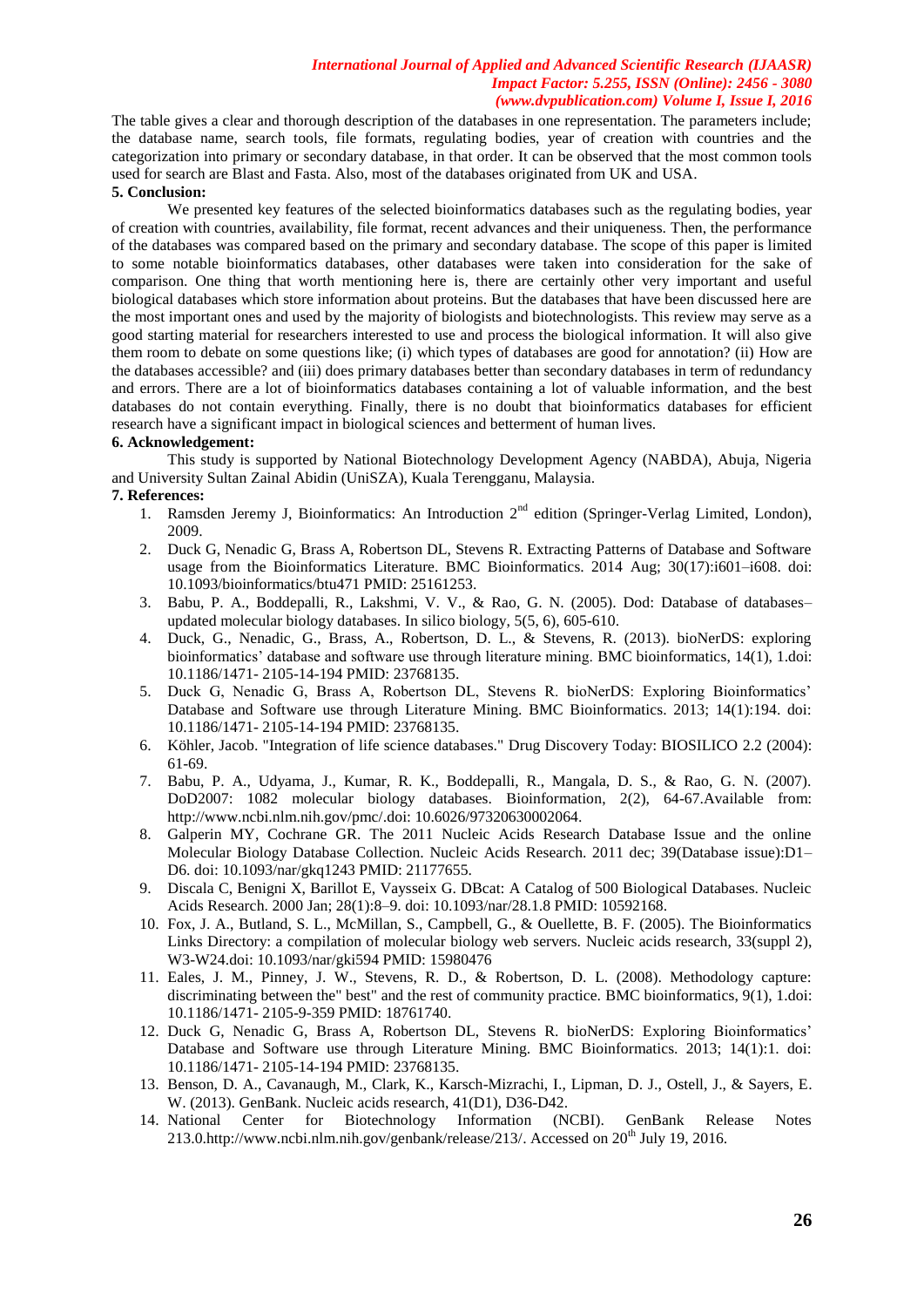The table gives a clear and thorough description of the databases in one representation. The parameters include; the database name, search tools, file formats, regulating bodies, year of creation with countries and the categorization into primary or secondary database, in that order. It can be observed that the most common tools used for search are Blast and Fasta. Also, most of the databases originated from UK and USA.

## 5. Conclusion:

We presented key features of the selected bioinformatics databases such as the regulating bodies, year of creation with countries, availability, file format, recent advances and their uniqueness. Then, the performance of the databases was compared based on the primary and secondary database. The scope of this paper is limited to some notable bioinformatics databases, other databases were taken into consideration for the sake of comparison. One thing that worth mentioning here is, there are certainly other very important and useful biological databases which store information about proteins. But the databases that have been discussed here are the most important ones and used by the majority of biologists and biotechnologists. This review may serve as a good starting material for researchers interested to use and process the biological information. It will also give them room to debate on some questions like; (i) which types of databases are good for annotation? (ii) How are the databases accessible? and (iii) does primary databases better than secondary databases in term of redundancy and errors. There are a lot of bioinformatics databases containing a lot of valuable information, and the best databases do not contain everything. Finally, there is no doubt that bioinformatics databases for efficient research have a significant impact in biological sciences and betterment of human lives.

## 6. Acknowledgement:

This study is supported by National Biotechnology Development Agency (NABDA), Abuja, Nigeria and University Sultan Zainal Abidin (UniSZA), Kuala Terengganu, Malaysia.

## 7. References:

1. Ramsden Jeremy J, Bioinformatics: An Introduction 2nd edition (Springer-Verlag Limited, London), 2009.
2. Duck G, Nenadic G, Brass A, Robertson DL, Stevens R. Extracting Patterns of Database and Software usage from the Bioinformatics Literature. BMC Bioinformatics. 2014 Aug; 30(17):i601–i608. doi: 10.1093/bioinformatics/btu471 PMID: 25161253.
3. Babu, P. A., Boddepalli, R., Lakshmi, V. V., & Rao, G. N. (2005). Dod: Database of databases–updated molecular biology databases. In silico biology, 5(5, 6), 605-610.
4. Duck, G., Nenadic, G., Brass, A., Robertson, D. L., & Stevens, R. (2013). bioNerDS: exploring bioinformatics' database and software use through literature mining. BMC bioinformatics, 14(1), 1.doi: 10.1186/1471- 2105-14-194 PMID: 23768135.
5. Duck G, Nenadic G, Brass A, Robertson DL, Stevens R. bioNerDS: Exploring Bioinformatics' Database and Software use through Literature Mining. BMC Bioinformatics. 2013; 14(1):194. doi: 10.1186/1471- 2105-14-194 PMID: 23768135.
6. Köhler, Jacob. "Integration of life science databases." Drug Discovery Today: BIOSILICO 2.2 (2004): 61-69.
7. Babu, P. A., Udyama, J., Kumar, R. K., Boddepalli, R., Mangala, D. S., & Rao, G. N. (2007). DoD2007: 1082 molecular biology databases. Bioinformation, 2(2), 64-67.Available from: http://www.ncbi.nlm.nih.gov/pmc/.doi: 10.6026/97320630002064.
8. Galperin MY, Cochrane GR. The 2011 Nucleic Acids Research Database Issue and the online Molecular Biology Database Collection. Nucleic Acids Research. 2011 dec; 39(Database issue):D1–D6. doi: 10.1093/nar/gkq1243 PMID: 21177655.
9. Discala C, Benigni X, Barillot E, Vaysseix G. DBcat: A Catalog of 500 Biological Databases. Nucleic Acids Research. 2000 Jan; 28(1):8–9. doi: 10.1093/nar/28.1.8 PMID: 10592168.
10. Fox, J. A., Butland, S. L., McMillan, S., Campbell, G., & Ouellette, B. F. (2005). The Bioinformatics Links Directory: a compilation of molecular biology web servers. Nucleic acids research, 33(suppl 2), W3-W24.doi: 10.1093/nar/gki594 PMID: 15980476
11. Eales, J. M., Pinney, J. W., Stevens, R. D., & Robertson, D. L. (2008). Methodology capture: discriminating between the" best" and the rest of community practice. BMC bioinformatics, 9(1), 1.doi: 10.1186/1471- 2105-9-359 PMID: 18761740.
12. Duck G, Nenadic G, Brass A, Robertson DL, Stevens R. bioNerDS: Exploring Bioinformatics' Database and Software use through Literature Mining. BMC Bioinformatics. 2013; 14(1):1. doi: 10.1186/1471- 2105-14-194 PMID: 23768135.
13. Benson, D. A., Cavanaugh, M., Clark, K., Karsch-Mizrachi, I., Lipman, D. J., Ostell, J., & Sayers, E. W. (2013). GenBank. Nucleic acids research, 41(D1), D36-D42.
14. National Center for Biotechnology Information (NCBI). GenBank Release Notes 213.0.http://www.ncbi.nlm.nih.gov/genbank/release/213/. Accessed on 20th July 19, 2016.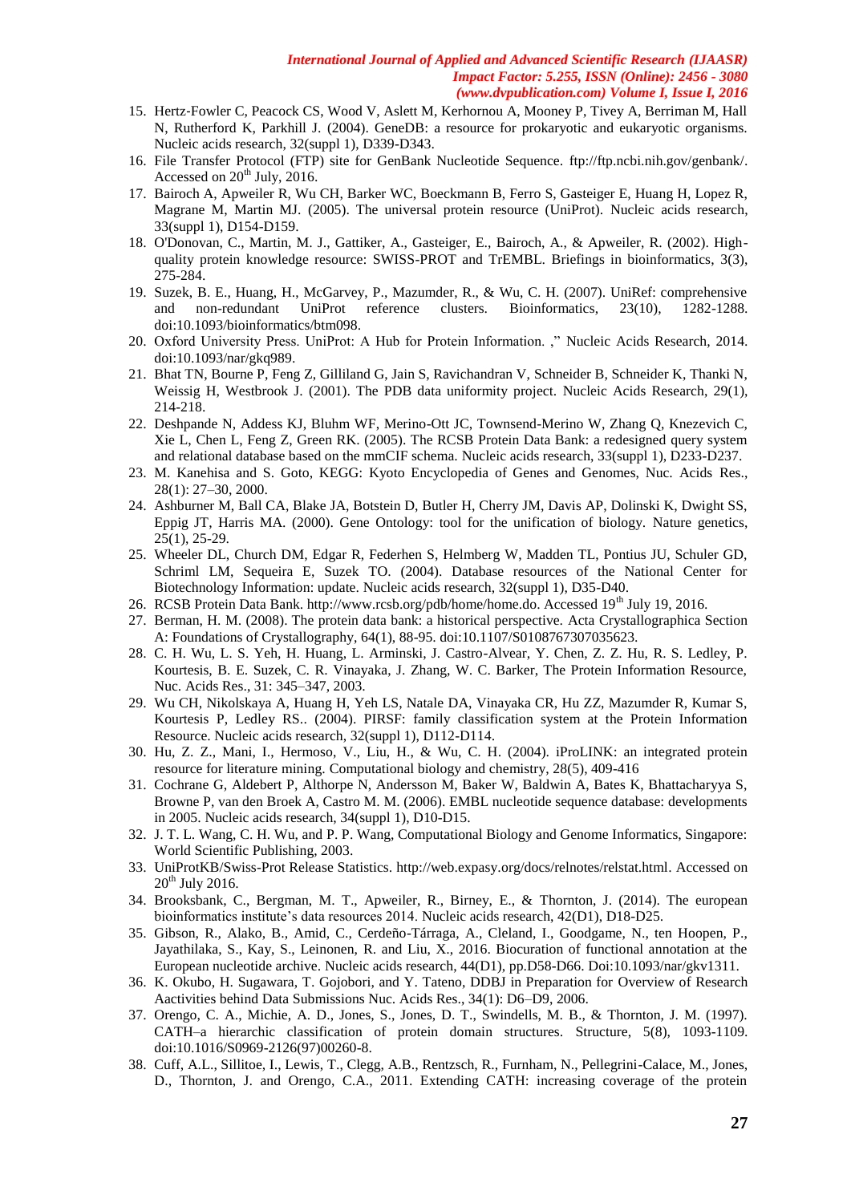15. Hertz-Fowler C, Peacock CS, Wood V, Aslett M, Kerhornou A, Mooney P, Tivey A, Berriman M, Hall N, Rutherford K, Parkhill J. (2004). GeneDB: a resource for prokaryotic and eukaryotic organisms. Nucleic acids research, 32(suppl 1), D339-D343.
16. File Transfer Protocol (FTP) site for GenBank Nucleotide Sequence. ftp://ftp.ncbi.nih.gov/genbank/. Accessed on 20th July, 2016.
17. Bairoch A, Apweiler R, Wu CH, Barker WC, Boeckmann B, Ferro S, Gasteiger E, Huang H, Lopez R, Magrane M, Martin MJ. (2005). The universal protein resource (UniProt). Nucleic acids research, 33(suppl 1), D154-D159.
18. O'Donovan, C., Martin, M. J., Gattiker, A., Gasteiger, E., Bairoch, A., & Apweiler, R. (2002). High-quality protein knowledge resource: SWISS-PROT and TrEMBL. Briefings in bioinformatics, 3(3), 275-284.
19. Suzek, B. E., Huang, H., McGarvey, P., Mazumder, R., & Wu, C. H. (2007). UniRef: comprehensive and non-redundant UniProt reference clusters. Bioinformatics, 23(10), 1282-1288. doi:10.1093/bioinformatics/btm098.
20. Oxford University Press. UniProt: A Hub for Protein Information. ," Nucleic Acids Research, 2014. doi:10.1093/nar/gkq989.
21. Bhat TN, Bourne P, Feng Z, Gilliland G, Jain S, Ravichandran V, Schneider B, Schneider K, Thanki N, Weissig H, Westbrook J. (2001). The PDB data uniformity project. Nucleic Acids Research, 29(1), 214-218.
22. Deshpande N, Addess KJ, Bluhm WF, Merino-Ott JC, Townsend-Merino W, Zhang Q, Knezevich C, Xie L, Chen L, Feng Z, Green RK. (2005). The RCSB Protein Data Bank: a redesigned query system and relational database based on the mmCIF schema. Nucleic acids research, 33(suppl 1), D233-D237.
23. M. Kanehisa and S. Goto, KEGG: Kyoto Encyclopedia of Genes and Genomes, Nuc. Acids Res., 28(1): 27–30, 2000.
24. Ashburner M, Ball CA, Blake JA, Botstein D, Butler H, Cherry JM, Davis AP, Dolinski K, Dwight SS, Eppig JT, Harris MA. (2000). Gene Ontology: tool for the unification of biology. Nature genetics, 25(1), 25-29.
25. Wheeler DL, Church DM, Edgar R, Federhen S, Helmberg W, Madden TL, Pontius JU, Schuler GD, Schriml LM, Sequeira E, Suzek TO. (2004). Database resources of the National Center for Biotechnology Information: update. Nucleic acids research, 32(suppl 1), D35-D40.
26. RCSB Protein Data Bank. http://www.rcsb.org/pdb/home/home.do. Accessed 19th July 19, 2016.
27. Berman, H. M. (2008). The protein data bank: a historical perspective. Acta Crystallographica Section A: Foundations of Crystallography, 64(1), 88-95. doi:10.1107/S0108767307035623.
28. C. H. Wu, L. S. Yeh, H. Huang, L. Arminski, J. Castro-Alvear, Y. Chen, Z. Z. Hu, R. S. Ledley, P. Kourtesis, B. E. Suzek, C. R. Vinayaka, J. Zhang, W. C. Barker, The Protein Information Resource, Nuc. Acids Res., 31: 345–347, 2003.
29. Wu CH, Nikolskaya A, Huang H, Yeh LS, Natale DA, Vinayaka CR, Hu ZZ, Mazumder R, Kumar S, Kourtesis P, Ledley RS.. (2004). PIRSF: family classification system at the Protein Information Resource. Nucleic acids research, 32(suppl 1), D112-D114.
30. Hu, Z. Z., Mani, I., Hermoso, V., Liu, H., & Wu, C. H. (2004). iProLINK: an integrated protein resource for literature mining. Computational biology and chemistry, 28(5), 409-416
31. Cochrane G, Aldebert P, Althorpe N, Andersson M, Baker W, Baldwin A, Bates K, Bhattacharyya S, Browne P, van den Broek A, Castro M. M. (2006). EMBL nucleotide sequence database: developments in 2005. Nucleic acids research, 34(suppl 1), D10-D15.
32. J. T. L. Wang, C. H. Wu, and P. P. Wang, Computational Biology and Genome Informatics, Singapore: World Scientific Publishing, 2003.
33. UniProtKB/Swiss-Prot Release Statistics. http://web.expasy.org/docs/relnotes/relstat.html. Accessed on 20th July 2016.
34. Brooksbank, C., Bergman, M. T., Apweiler, R., Birney, E., & Thornton, J. (2014). The european bioinformatics institute's data resources 2014. Nucleic acids research, 42(D1), D18-D25.
35. Gibson, R., Alako, B., Amid, C., Cerdeño-Tárraga, A., Cleland, I., Goodgame, N., ten Hoopen, P., Jayathilaka, S., Kay, S., Leinonen, R. and Liu, X., 2016. Biocuration of functional annotation at the European nucleotide archive. Nucleic acids research, 44(D1), pp.D58-D66. Doi:10.1093/nar/gkv1311.
36. K. Okubo, H. Sugawara, T. Gojobori, and Y. Tateno, DDBJ in Preparation for Overview of Research Aactivities behind Data Submissions Nuc. Acids Res., 34(1): D6–D9, 2006.
37. Orengo, C. A., Michie, A. D., Jones, S., Jones, D. T., Swindells, M. B., & Thornton, J. M. (1997). CATH–a hierarchic classification of protein domain structures. Structure, 5(8), 1093-1109. doi:10.1016/S0969-2126(97)00260-8.
38. Cuff, A.L., Sillitoe, I., Lewis, T., Clegg, A.B., Rentzsch, R., Furnham, N., Pellegrini-Calace, M., Jones, D., Thornton, J. and Orengo, C.A., 2011. Extending CATH: increasing coverage of the protein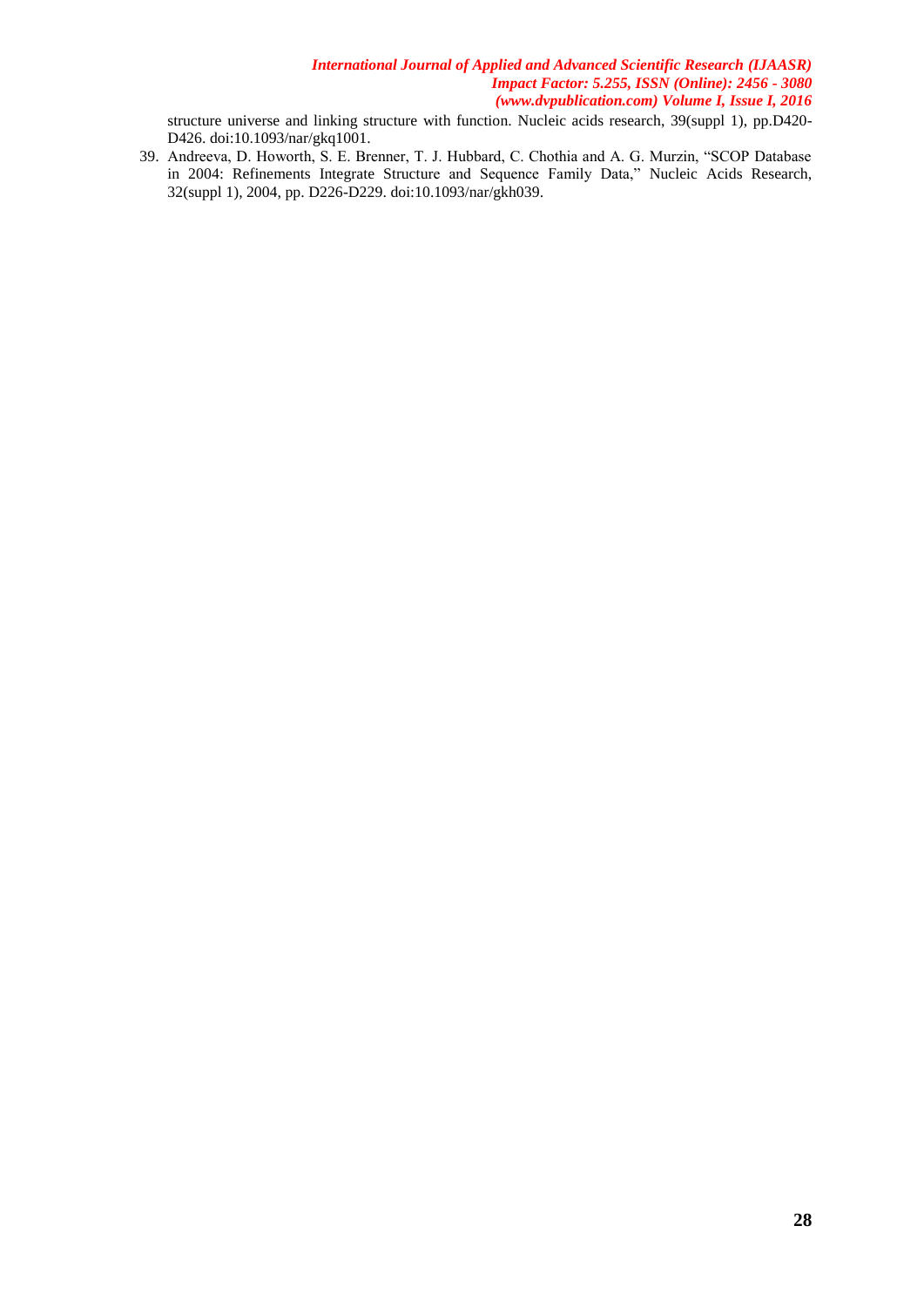structure universe and linking structure with function. Nucleic acids research, 39(suppl 1), pp.D420-D426. doi:10.1093/nar/gkq1001.

39. Andreeva, D. Howorth, S. E. Brenner, T. J. Hubbard, C. Chothia and A. G. Murzin, "SCOP Database in 2004: Refinements Integrate Structure and Sequence Family Data," Nucleic Acids Research, 32(suppl 1), 2004, pp. D226-D229. doi:10.1093/nar/gkh039.